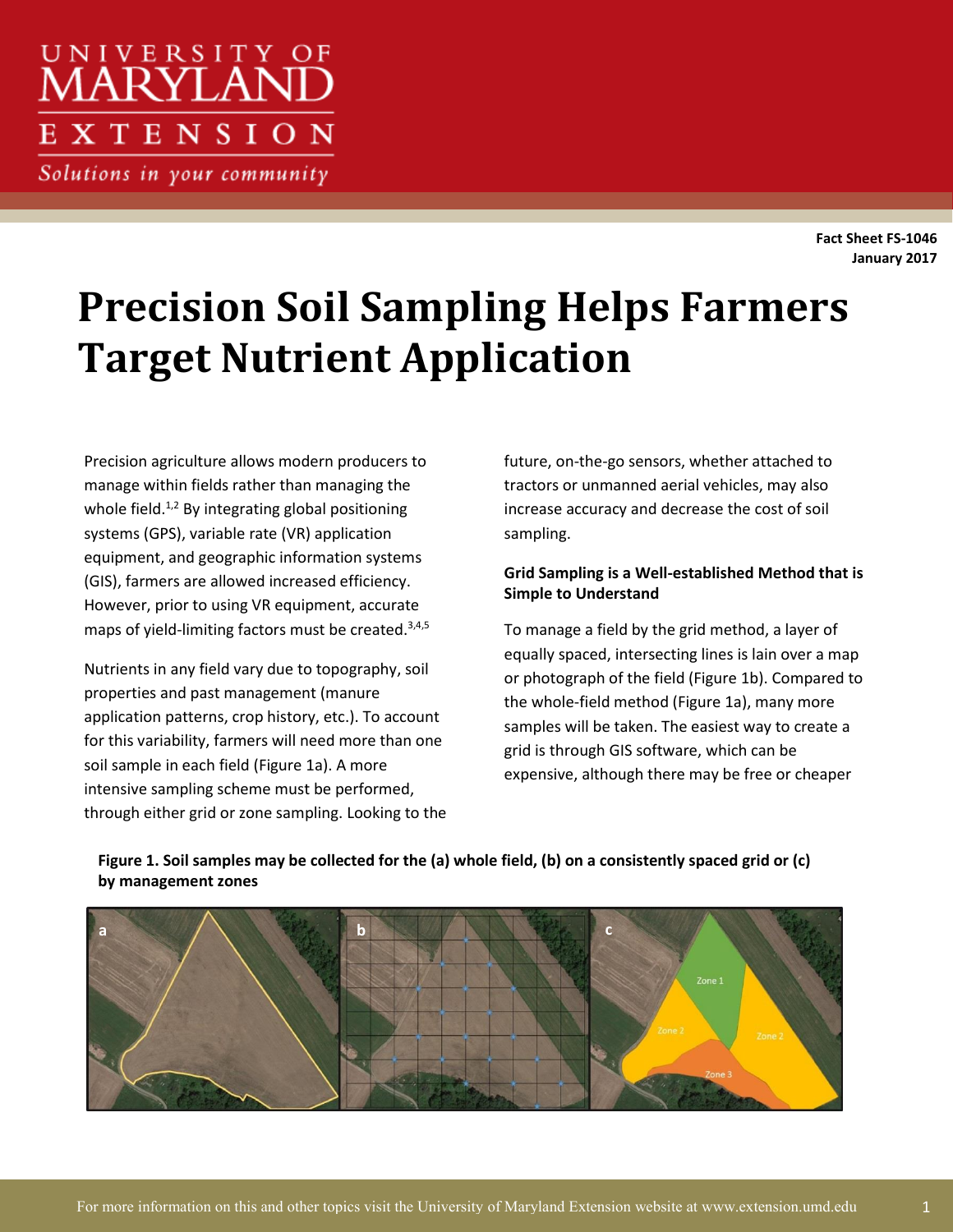Fact Sheet FS-1046
January 2017

# Precision Soil Sampling Helps Farmers Target Nutrient Application

Precision agriculture allows modern producers to manage within fields rather than managing the whole field.[1,2] By integrating global positioning systems (GPS), variable rate (VR) application equipment, and geographic information systems (GIS), farmers are allowed increased efficiency. However, prior to using VR equipment, accurate maps of yield-limiting factors must be created.[3,4,5]

Nutrients in any field vary due to topography, soil properties and past management (manure application patterns, crop history, etc.). To account for this variability, farmers will need more than one soil sample in each field (Figure 1a). A more intensive sampling scheme must be performed, through either grid or zone sampling. Looking to the future, on-the-go sensors, whether attached to tractors or unmanned aerial vehicles, may also increase accuracy and decrease the cost of soil sampling.

### Grid Sampling is a Well-established Method that is Simple to Understand

To manage a field by the grid method, a layer of equally spaced, intersecting lines is lain over a map or photograph of the field (Figure 1b). Compared to the whole-field method (Figure 1a), many more samples will be taken. The easiest way to create a grid is through GIS software, which can be expensive, although there may be free or cheaper

**Figure 1. Soil samples may be collected for the (a) whole field, (b) on a consistently spaced grid or (c) by management zones**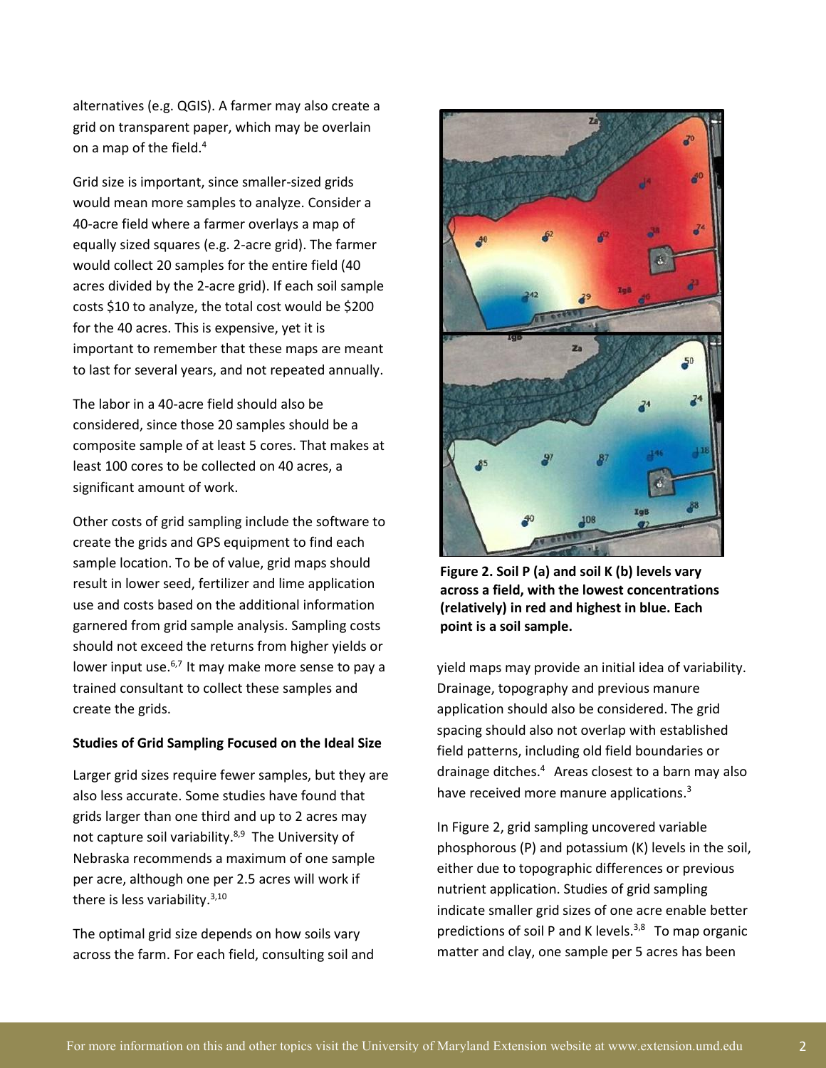alternatives (e.g. QGIS). A farmer may also create a grid on transparent paper, which may be overlain on a map of the field.[4]

Grid size is important, since smaller-sized grids would mean more samples to analyze. Consider a 40-acre field where a farmer overlays a map of equally sized squares (e.g. 2-acre grid). The farmer would collect 20 samples for the entire field (40 acres divided by the 2-acre grid). If each soil sample costs $10 to analyze, the total cost would be $200 for the 40 acres. This is expensive, yet it is important to remember that these maps are meant to last for several years, and not repeated annually.

The labor in a 40-acre field should also be considered, since those 20 samples should be a composite sample of at least 5 cores. That makes at least 100 cores to be collected on 40 acres, a significant amount of work.

Other costs of grid sampling include the software to create the grids and GPS equipment to find each sample location. To be of value, grid maps should result in lower seed, fertilizer and lime application use and costs based on the additional information garnered from grid sample analysis. Sampling costs should not exceed the returns from higher yields or lower input use.[6,7] It may make more sense to pay a trained consultant to collect these samples and create the grids.

**Studies of Grid Sampling Focused on the Ideal Size**

Larger grid sizes require fewer samples, but they are also less accurate. Some studies have found that grids larger than one third and up to 2 acres may not capture soil variability.[8,9] The University of Nebraska recommends a maximum of one sample per acre, although one per 2.5 acres will work if there is less variability.[3,10]

The optimal grid size depends on how soils vary across the farm. For each field, consulting soil and yield maps may provide an initial idea of variability. Drainage, topography and previous manure application should also be considered. The grid spacing should also not overlap with established field patterns, including old field boundaries or drainage ditches.[4] Areas closest to a barn may also have received more manure applications.[3]

**Figure 2. Soil P (a) and soil K (b) levels vary across a field, with the lowest concentrations (relatively) in red and highest in blue. Each point is a soil sample.**

In Figure 2, grid sampling uncovered variable phosphorous (P) and potassium (K) levels in the soil, either due to topographic differences or previous nutrient application. Studies of grid sampling indicate smaller grid sizes of one acre enable better predictions of soil P and K levels.[3,8] To map organic matter and clay, one sample per 5 acres has been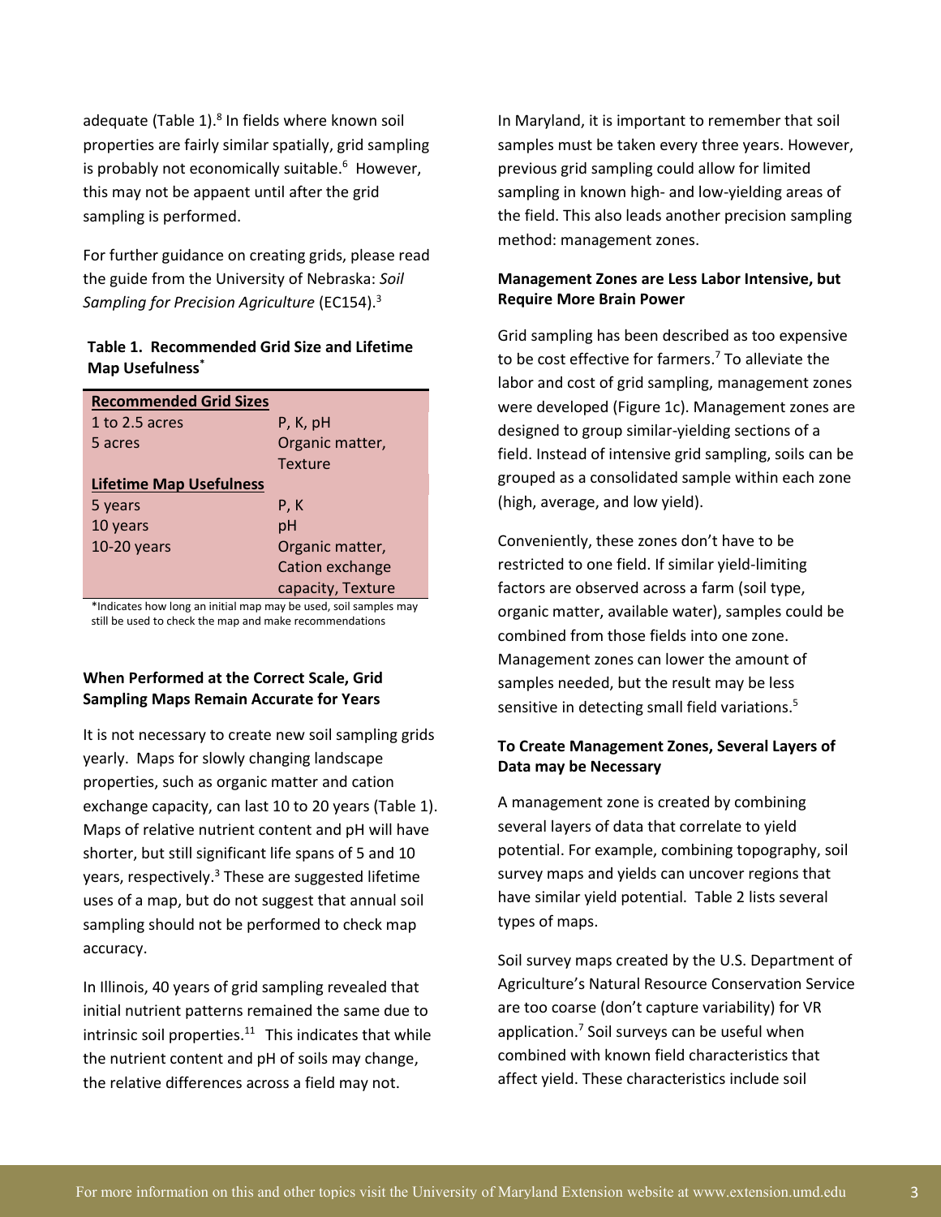adequate (Table 1).[8] In fields where known soil properties are fairly similar spatially, grid sampling is probably not economically suitable.[6] However, this may not be appaent until after the grid sampling is performed.

For further guidance on creating grids, please read the guide from the University of Nebraska: *Soil Sampling for Precision Agriculture* (EC154).[3]

**Table 1. Recommended Grid Size and Lifetime Map Usefulness***

| **Recommended Grid Sizes** | |
|---|---|
| 1 to 2.5 acres | P, K, pH |
| 5 acres | Organic matter, Texture |
| **Lifetime Map Usefulness** | |
| 5 years | P, K |
| 10 years | pH |
| 10-20 years | Organic matter, Cation exchange capacity, Texture |

*Indicates how long an initial map may be used, soil samples may still be used to check the map and make recommendations

### When Performed at the Correct Scale, Grid Sampling Maps Remain Accurate for Years

It is not necessary to create new soil sampling grids yearly. Maps for slowly changing landscape properties, such as organic matter and cation exchange capacity, can last 10 to 20 years (Table 1). Maps of relative nutrient content and pH will have shorter, but still significant life spans of 5 and 10 years, respectively.[3] These are suggested lifetime uses of a map, but do not suggest that annual soil sampling should not be performed to check map accuracy.

In Illinois, 40 years of grid sampling revealed that initial nutrient patterns remained the same due to intrinsic soil properties.[11] This indicates that while the nutrient content and pH of soils may change, the relative differences across a field may not.

In Maryland, it is important to remember that soil samples must be taken every three years. However, previous grid sampling could allow for limited sampling in known high- and low-yielding areas of the field. This also leads another precision sampling method: management zones.

### Management Zones are Less Labor Intensive, but Require More Brain Power

Grid sampling has been described as too expensive to be cost effective for farmers.[7] To alleviate the labor and cost of grid sampling, management zones were developed (Figure 1c). Management zones are designed to group similar-yielding sections of a field. Instead of intensive grid sampling, soils can be grouped as a consolidated sample within each zone (high, average, and low yield).

Conveniently, these zones don't have to be restricted to one field. If similar yield-limiting factors are observed across a farm (soil type, organic matter, available water), samples could be combined from those fields into one zone. Management zones can lower the amount of samples needed, but the result may be less sensitive in detecting small field variations.[5]

### To Create Management Zones, Several Layers of Data may be Necessary

A management zone is created by combining several layers of data that correlate to yield potential. For example, combining topography, soil survey maps and yields can uncover regions that have similar yield potential. Table 2 lists several types of maps.

Soil survey maps created by the U.S. Department of Agriculture's Natural Resource Conservation Service are too coarse (don't capture variability) for VR application.[7] Soil surveys can be useful when combined with known field characteristics that affect yield. These characteristics include soil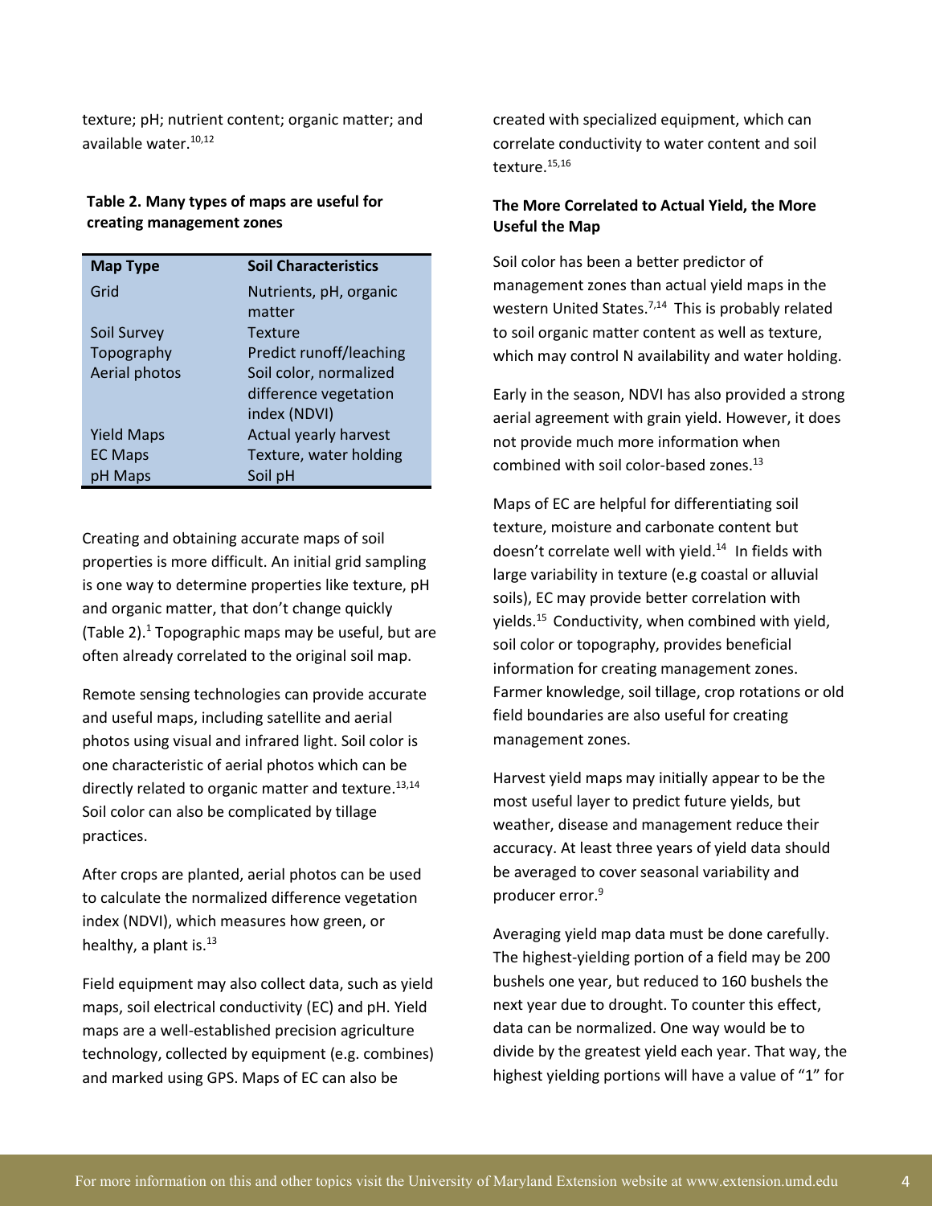texture; pH; nutrient content; organic matter; and available water.[10,12]

**Table 2. Many types of maps are useful for creating management zones**

| Map Type | Soil Characteristics |
| --- | --- |
| Grid | Nutrients, pH, organic matter |
| Soil Survey | Texture |
| Topography | Predict runoff/leaching |
| Aerial photos | Soil color, normalized difference vegetation index (NDVI) |
| Yield Maps | Actual yearly harvest |
| EC Maps | Texture, water holding |
| pH Maps | Soil pH |

Creating and obtaining accurate maps of soil properties is more difficult. An initial grid sampling is one way to determine properties like texture, pH and organic matter, that don't change quickly (Table 2).[1] Topographic maps may be useful, but are often already correlated to the original soil map.

Remote sensing technologies can provide accurate and useful maps, including satellite and aerial photos using visual and infrared light. Soil color is one characteristic of aerial photos which can be directly related to organic matter and texture.[13,14] Soil color can also be complicated by tillage practices.

After crops are planted, aerial photos can be used to calculate the normalized difference vegetation index (NDVI), which measures how green, or healthy, a plant is.[13]

Field equipment may also collect data, such as yield maps, soil electrical conductivity (EC) and pH. Yield maps are a well-established precision agriculture technology, collected by equipment (e.g. combines) and marked using GPS. Maps of EC can also be created with specialized equipment, which can correlate conductivity to water content and soil texture.[15,16]

### The More Correlated to Actual Yield, the More Useful the Map

Soil color has been a better predictor of management zones than actual yield maps in the western United States.[7,14] This is probably related to soil organic matter content as well as texture, which may control N availability and water holding.

Early in the season, NDVI has also provided a strong aerial agreement with grain yield. However, it does not provide much more information when combined with soil color-based zones.[13]

Maps of EC are helpful for differentiating soil texture, moisture and carbonate content but doesn't correlate well with yield.[14] In fields with large variability in texture (e.g coastal or alluvial soils), EC may provide better correlation with yields.[15] Conductivity, when combined with yield, soil color or topography, provides beneficial information for creating management zones. Farmer knowledge, soil tillage, crop rotations or old field boundaries are also useful for creating management zones.

Harvest yield maps may initially appear to be the most useful layer to predict future yields, but weather, disease and management reduce their accuracy. At least three years of yield data should be averaged to cover seasonal variability and producer error.[9]

Averaging yield map data must be done carefully. The highest-yielding portion of a field may be 200 bushels one year, but reduced to 160 bushels the next year due to drought. To counter this effect, data can be normalized. One way would be to divide by the greatest yield each year. That way, the highest yielding portions will have a value of "1" for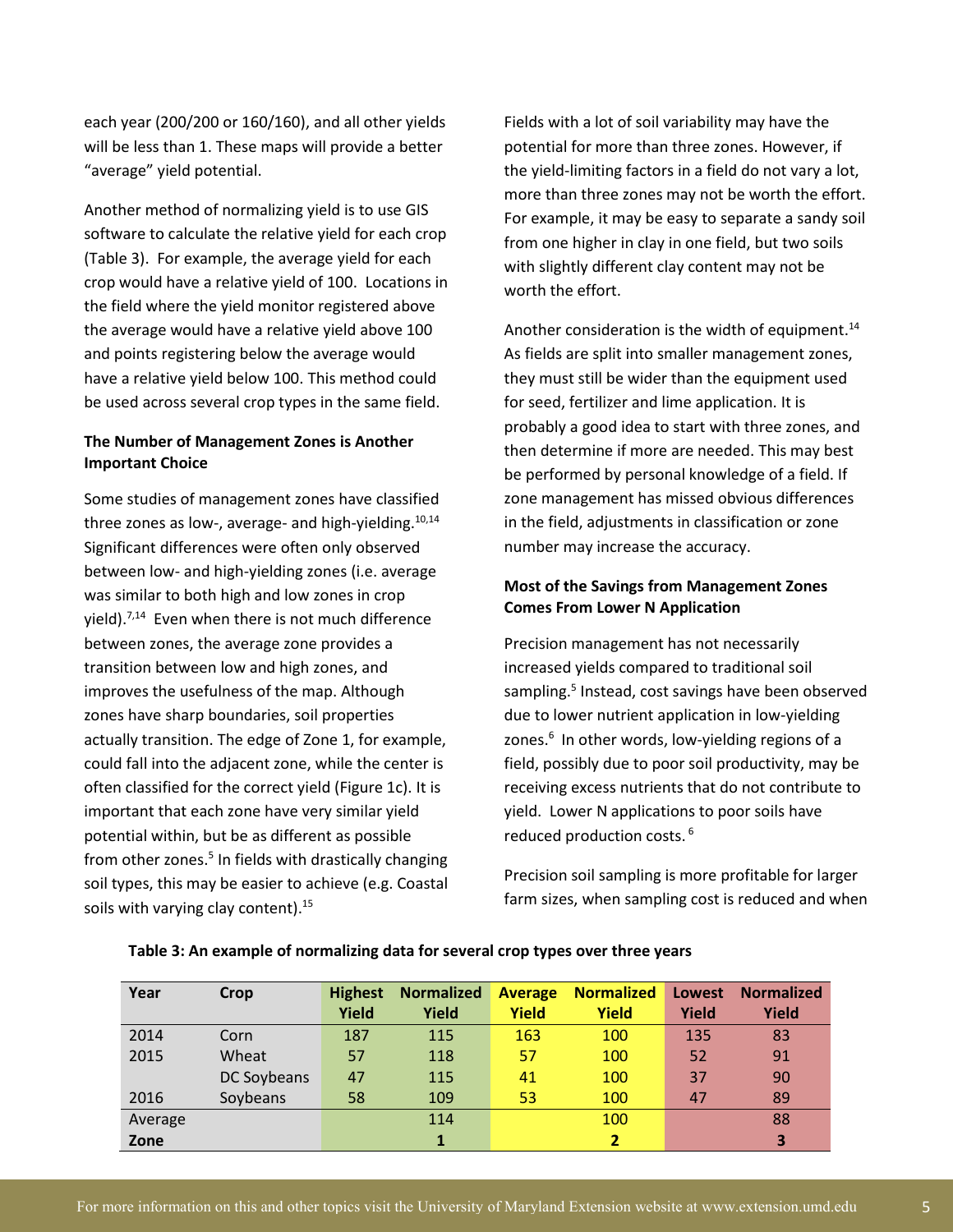each year (200/200 or 160/160), and all other yields will be less than 1. These maps will provide a better "average" yield potential.

Another method of normalizing yield is to use GIS software to calculate the relative yield for each crop (Table 3). For example, the average yield for each crop would have a relative yield of 100. Locations in the field where the yield monitor registered above the average would have a relative yield above 100 and points registering below the average would have a relative yield below 100. This method could be used across several crop types in the same field.

**The Number of Management Zones is Another Important Choice**

Some studies of management zones have classified three zones as low-, average- and high-yielding.[10,14] Significant differences were often only observed between low- and high-yielding zones (i.e. average was similar to both high and low zones in crop yield).[7,14] Even when there is not much difference between zones, the average zone provides a transition between low and high zones, and improves the usefulness of the map. Although zones have sharp boundaries, soil properties actually transition. The edge of Zone 1, for example, could fall into the adjacent zone, while the center is often classified for the correct yield (Figure 1c). It is important that each zone have very similar yield potential within, but be as different as possible from other zones.[5] In fields with drastically changing soil types, this may be easier to achieve (e.g. Coastal soils with varying clay content).[15]

Fields with a lot of soil variability may have the potential for more than three zones. However, if the yield-limiting factors in a field do not vary a lot, more than three zones may not be worth the effort. For example, it may be easy to separate a sandy soil from one higher in clay in one field, but two soils with slightly different clay content may not be worth the effort.

Another consideration is the width of equipment.[14] As fields are split into smaller management zones, they must still be wider than the equipment used for seed, fertilizer and lime application. It is probably a good idea to start with three zones, and then determine if more are needed. This may best be performed by personal knowledge of a field. If zone management has missed obvious differences in the field, adjustments in classification or zone number may increase the accuracy.

**Most of the Savings from Management Zones Comes From Lower N Application**

Precision management has not necessarily increased yields compared to traditional soil sampling.[5] Instead, cost savings have been observed due to lower nutrient application in low-yielding zones.[6] In other words, low-yielding regions of a field, possibly due to poor soil productivity, may be receiving excess nutrients that do not contribute to yield. Lower N applications to poor soils have reduced production costs.[6]

Precision soil sampling is more profitable for larger farm sizes, when sampling cost is reduced and when

**Table 3: An example of normalizing data for several crop types over three years**

| Year | Crop | Highest Yield | Normalized Yield | Average Yield | Normalized Yield | Lowest Yield | Normalized Yield |
|---|---|---|---|---|---|---|---|
| 2014 | Corn | 187 | 115 | 163 | 100 | 135 | 83 |
| 2015 | Wheat | 57 | 118 | 57 | 100 | 52 | 91 |
| | DC Soybeans | 47 | 115 | 41 | 100 | 37 | 90 |
| 2016 | Soybeans | 58 | 109 | 53 | 100 | 47 | 89 |
| Average | | | 114 | | 100 | | 88 |
| **Zone** | | | **1** | | **2** | | **3** |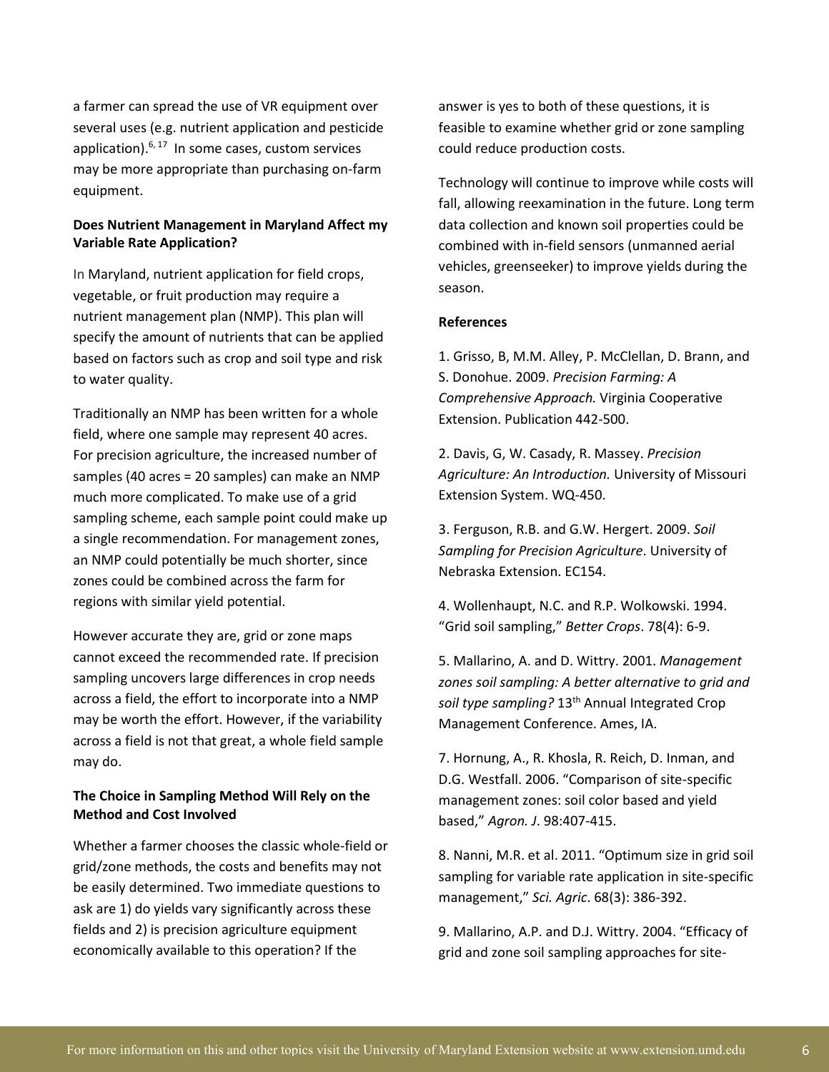a farmer can spread the use of VR equipment over several uses (e.g. nutrient application and pesticide application).[6, 17] In some cases, custom services may be more appropriate than purchasing on-farm equipment.

**Does Nutrient Management in Maryland Affect my Variable Rate Application?**

In Maryland, nutrient application for field crops, vegetable, or fruit production may require a nutrient management plan (NMP). This plan will specify the amount of nutrients that can be applied based on factors such as crop and soil type and risk to water quality.

Traditionally an NMP has been written for a whole field, where one sample may represent 40 acres. For precision agriculture, the increased number of samples (40 acres = 20 samples) can make an NMP much more complicated. To make use of a grid sampling scheme, each sample point could make up a single recommendation. For management zones, an NMP could potentially be much shorter, since zones could be combined across the farm for regions with similar yield potential.

However accurate they are, grid or zone maps cannot exceed the recommended rate. If precision sampling uncovers large differences in crop needs across a field, the effort to incorporate into a NMP may be worth the effort. However, if the variability across a field is not that great, a whole field sample may do.

**The Choice in Sampling Method Will Rely on the Method and Cost Involved**

Whether a farmer chooses the classic whole-field or grid/zone methods, the costs and benefits may not be easily determined. Two immediate questions to ask are 1) do yields vary significantly across these fields and 2) is precision agriculture equipment economically available to this operation? If the answer is yes to both of these questions, it is feasible to examine whether grid or zone sampling could reduce production costs.

Technology will continue to improve while costs will fall, allowing reexamination in the future. Long term data collection and known soil properties could be combined with in-field sensors (unmanned aerial vehicles, greenseeker) to improve yields during the season.

**References**

1. Grisso, B, M.M. Alley, P. McClellan, D. Brann, and S. Donohue. 2009. *Precision Farming: A Comprehensive Approach.* Virginia Cooperative Extension. Publication 442-500.

2. Davis, G, W. Casady, R. Massey. *Precision Agriculture: An Introduction.* University of Missouri Extension System. WQ-450.

3. Ferguson, R.B. and G.W. Hergert. 2009. *Soil Sampling for Precision Agriculture*. University of Nebraska Extension. EC154.

4. Wollenhaupt, N.C. and R.P. Wolkowski. 1994. "Grid soil sampling," *Better Crops*. 78(4): 6-9.

5. Mallarino, A. and D. Wittry. 2001. *Management zones soil sampling: A better alternative to grid and soil type sampling?* 13th Annual Integrated Crop Management Conference. Ames, IA.

7. Hornung, A., R. Khosla, R. Reich, D. Inman, and D.G. Westfall. 2006. "Comparison of site-specific management zones: soil color based and yield based," *Agron. J*. 98:407-415.

8. Nanni, M.R. et al. 2011. "Optimum size in grid soil sampling for variable rate application in site-specific management," *Sci. Agric*. 68(3): 386-392.

9. Mallarino, A.P. and D.J. Wittry. 2004. "Efficacy of grid and zone soil sampling approaches for site-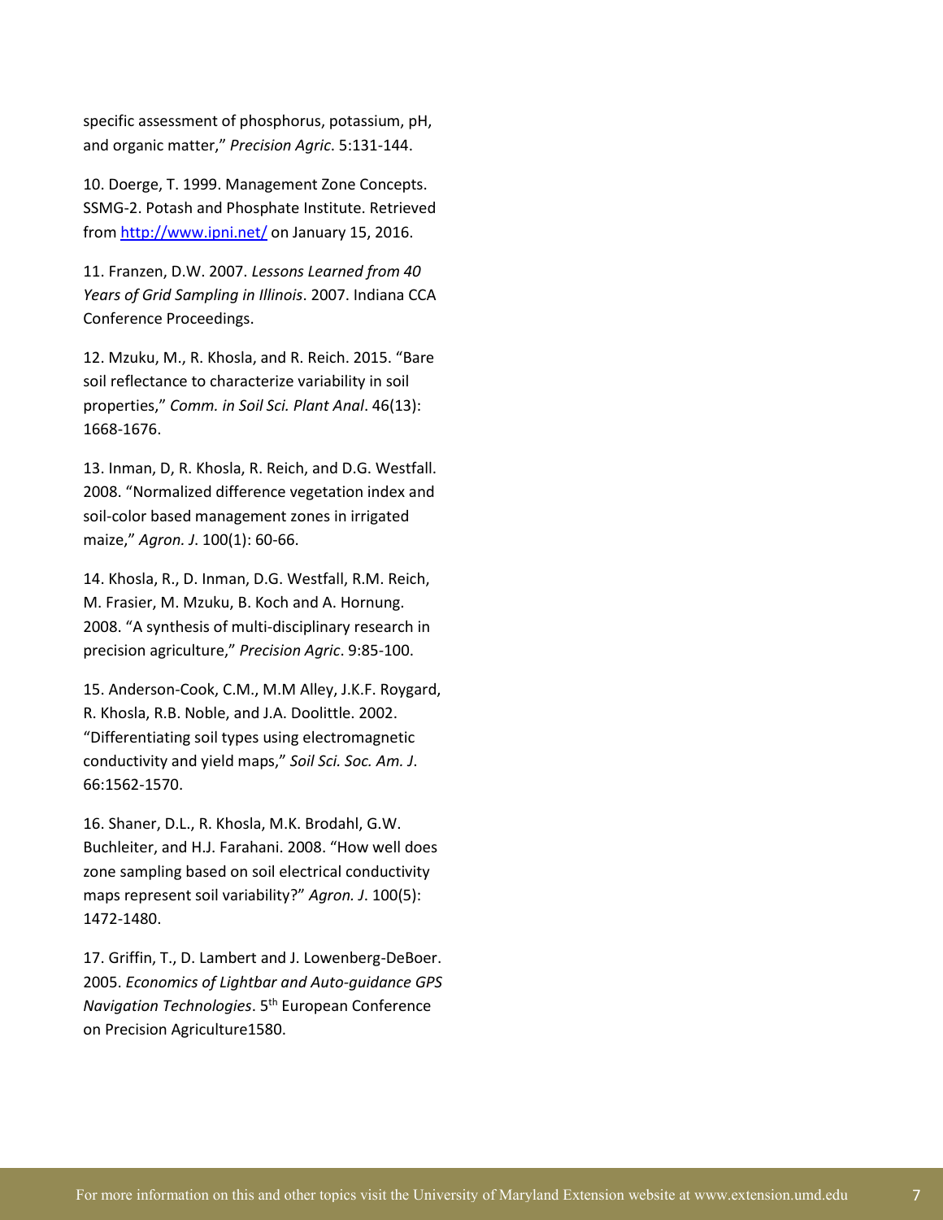specific assessment of phosphorus, potassium, pH, and organic matter," *Precision Agric*. 5:131-144.

10. Doerge, T. 1999. Management Zone Concepts. SSMG-2. Potash and Phosphate Institute. Retrieved from [http://www.ipni.net/](http://www.ipni.net/) on January 15, 2016.

11. Franzen, D.W. 2007. *Lessons Learned from 40 Years of Grid Sampling in Illinois*. 2007. Indiana CCA Conference Proceedings.

12. Mzuku, M., R. Khosla, and R. Reich. 2015. "Bare soil reflectance to characterize variability in soil properties," *Comm. in Soil Sci. Plant Anal*. 46(13): 1668-1676.

13. Inman, D, R. Khosla, R. Reich, and D.G. Westfall. 2008. "Normalized difference vegetation index and soil-color based management zones in irrigated maize," *Agron. J*. 100(1): 60-66.

14. Khosla, R., D. Inman, D.G. Westfall, R.M. Reich, M. Frasier, M. Mzuku, B. Koch and A. Hornung. 2008. "A synthesis of multi-disciplinary research in precision agriculture," *Precision Agric*. 9:85-100.

15. Anderson-Cook, C.M., M.M Alley, J.K.F. Roygard, R. Khosla, R.B. Noble, and J.A. Doolittle. 2002. "Differentiating soil types using electromagnetic conductivity and yield maps," *Soil Sci. Soc. Am. J*. 66:1562-1570.

16. Shaner, D.L., R. Khosla, M.K. Brodahl, G.W. Buchleiter, and H.J. Farahani. 2008. "How well does zone sampling based on soil electrical conductivity maps represent soil variability?" *Agron. J*. 100(5): 1472-1480.

17. Griffin, T., D. Lambert and J. Lowenberg-DeBoer. 2005. *Economics of Lightbar and Auto-guidance GPS Navigation Technologies*. 5th European Conference on Precision Agriculture1580.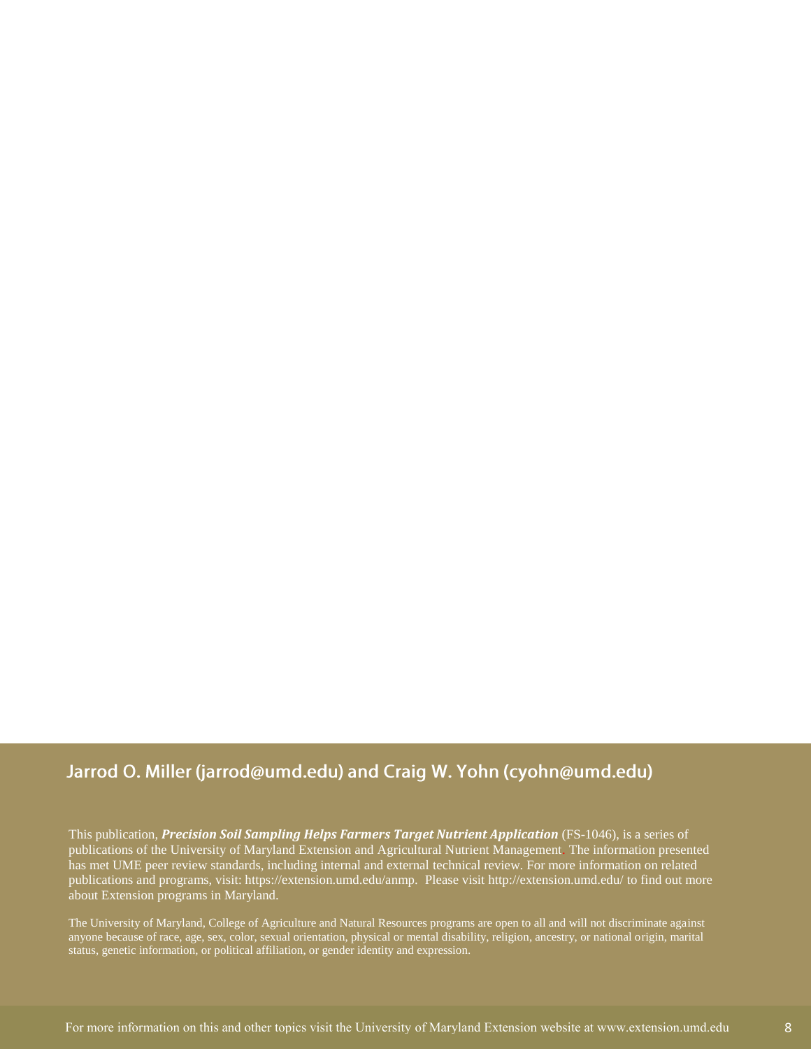## Jarrod O. Miller (jarrod@umd.edu) and Craig W. Yohn (cyohn@umd.edu)

This publication, ***Precision Soil Sampling Helps Farmers Target Nutrient Application*** (FS-1046), is a series of publications of the University of Maryland Extension and Agricultural Nutrient Management. The information presented has met UME peer review standards, including internal and external technical review. For more information on related publications and programs, visit: https://extension.umd.edu/anmp. Please visit http://extension.umd.edu/ to find out more about Extension programs in Maryland.

The University of Maryland, College of Agriculture and Natural Resources programs are open to all and will not discriminate against anyone because of race, age, sex, color, sexual orientation, physical or mental disability, religion, ancestry, or national origin, marital status, genetic information, or political affiliation, or gender identity and expression.

For more information on this and other topics visit the University of Maryland Extension website at www.extension.umd.edu